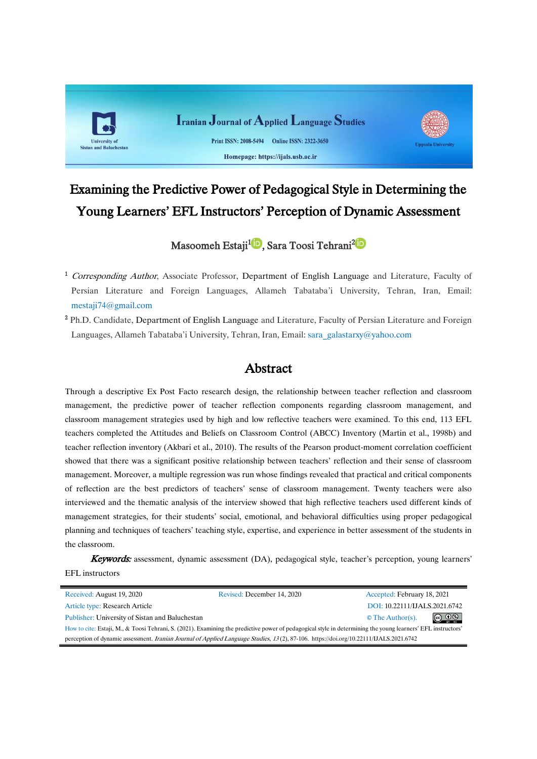Iranian Journal of Applied Language Studies

Print ISSN: 2008-5494 Online ISSN: 2322-3650

Homepage: https://ijals.usb.ac.ir

University of Sistan and Baluchestan

Uppsala University

# Examining the Predictive Power of Pedagogical Style in Determining the Young Learners' EFL Instructors' Perception of Dynamic Assessment

Masoomeh Estaji[1], Sara Toosi Tehrani[2]

[1] *Corresponding Author*, Associate Professor, Department of English Language and Literature, Faculty of Persian Literature and Foreign Languages, Allameh Tabataba'i University, Tehran, Iran, Email: mestaji74@gmail.com

[2] Ph.D. Candidate, Department of English Language and Literature, Faculty of Persian Literature and Foreign Languages, Allameh Tabataba'i University, Tehran, Iran, Email: sara_galastarxy@yahoo.com

## Abstract

Through a descriptive Ex Post Facto research design, the relationship between teacher reflection and classroom management, the predictive power of teacher reflection components regarding classroom management, and classroom management strategies used by high and low reflective teachers were examined. To this end, 113 EFL teachers completed the Attitudes and Beliefs on Classroom Control (ABCC) Inventory (Martin et al., 1998b) and teacher reflection inventory (Akbari et al., 2010). The results of the Pearson product-moment correlation coefficient showed that there was a significant positive relationship between teachers' reflection and their sense of classroom management. Moreover, a multiple regression was run whose findings revealed that practical and critical components of reflection are the best predictors of teachers' sense of classroom management. Twenty teachers were also interviewed and the thematic analysis of the interview showed that high reflective teachers used different kinds of management strategies, for their students' social, emotional, and behavioral difficulties using proper pedagogical planning and techniques of teachers' teaching style, expertise, and experience in better assessment of the students in the classroom.

***Keywords:*** assessment, dynamic assessment (DA), pedagogical style, teacher's perception, young learners' EFL instructors

Received: August 19, 2020 | Revised: December 14, 2020 | Accepted: February 18, 2021

Article type: Research Article | DOI: 10.22111/IJALS.2021.6742

Publisher: University of Sistan and Baluchestan | © The Author(s).

How to cite: Estaji, M., & Toosi Tehrani, S. (2021). Examining the predictive power of pedagogical style in determining the young learners' EFL instructors' perception of dynamic assessment. *Iranian Journal of Applied Language Studies, 13*(2), 87-106. https://doi.org/10.22111/IJALS.2021.6742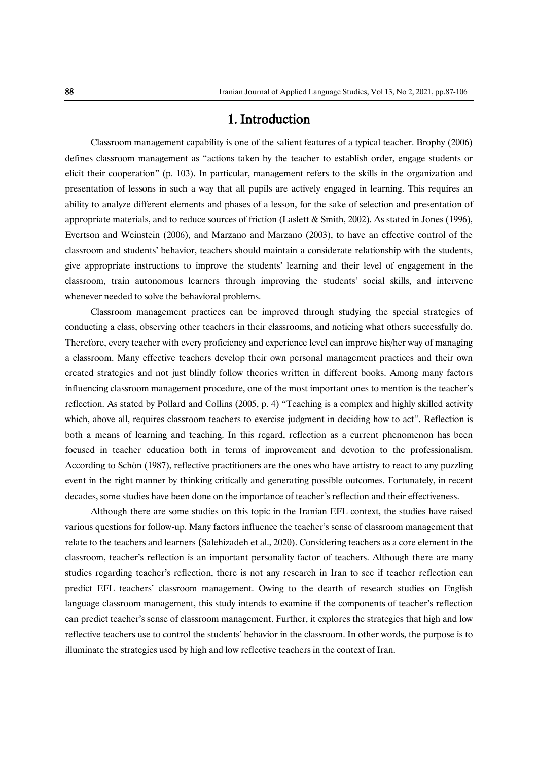# 1. Introduction

Classroom management capability is one of the salient features of a typical teacher. Brophy (2006) defines classroom management as "actions taken by the teacher to establish order, engage students or elicit their cooperation" (p. 103). In particular, management refers to the skills in the organization and presentation of lessons in such a way that all pupils are actively engaged in learning. This requires an ability to analyze different elements and phases of a lesson, for the sake of selection and presentation of appropriate materials, and to reduce sources of friction (Laslett & Smith, 2002). As stated in Jones (1996), Evertson and Weinstein (2006), and Marzano and Marzano (2003), to have an effective control of the classroom and students' behavior, teachers should maintain a considerate relationship with the students, give appropriate instructions to improve the students' learning and their level of engagement in the classroom, train autonomous learners through improving the students' social skills, and intervene whenever needed to solve the behavioral problems.

Classroom management practices can be improved through studying the special strategies of conducting a class, observing other teachers in their classrooms, and noticing what others successfully do. Therefore, every teacher with every proficiency and experience level can improve his/her way of managing a classroom. Many effective teachers develop their own personal management practices and their own created strategies and not just blindly follow theories written in different books. Among many factors influencing classroom management procedure, one of the most important ones to mention is the teacher's reflection. As stated by Pollard and Collins (2005, p. 4) "Teaching is a complex and highly skilled activity which, above all, requires classroom teachers to exercise judgment in deciding how to act". Reflection is both a means of learning and teaching. In this regard, reflection as a current phenomenon has been focused in teacher education both in terms of improvement and devotion to the professionalism. According to Schön (1987), reflective practitioners are the ones who have artistry to react to any puzzling event in the right manner by thinking critically and generating possible outcomes. Fortunately, in recent decades, some studies have been done on the importance of teacher's reflection and their effectiveness.

Although there are some studies on this topic in the Iranian EFL context, the studies have raised various questions for follow-up. Many factors influence the teacher's sense of classroom management that relate to the teachers and learners (Salehizadeh et al., 2020). Considering teachers as a core element in the classroom, teacher's reflection is an important personality factor of teachers. Although there are many studies regarding teacher's reflection, there is not any research in Iran to see if teacher reflection can predict EFL teachers' classroom management. Owing to the dearth of research studies on English language classroom management, this study intends to examine if the components of teacher's reflection can predict teacher's sense of classroom management. Further, it explores the strategies that high and low reflective teachers use to control the students' behavior in the classroom. In other words, the purpose is to illuminate the strategies used by high and low reflective teachers in the context of Iran.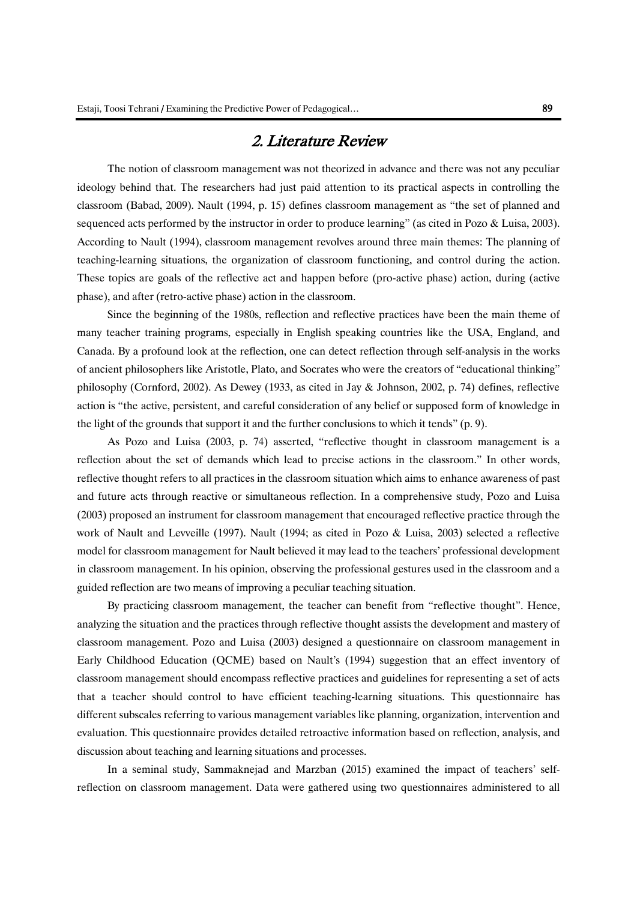## 2. Literature Review

The notion of classroom management was not theorized in advance and there was not any peculiar ideology behind that. The researchers had just paid attention to its practical aspects in controlling the classroom (Babad, 2009). Nault (1994, p. 15) defines classroom management as "the set of planned and sequenced acts performed by the instructor in order to produce learning" (as cited in Pozo & Luisa, 2003). According to Nault (1994), classroom management revolves around three main themes: The planning of teaching-learning situations, the organization of classroom functioning, and control during the action. These topics are goals of the reflective act and happen before (pro-active phase) action, during (active phase), and after (retro-active phase) action in the classroom.

Since the beginning of the 1980s, reflection and reflective practices have been the main theme of many teacher training programs, especially in English speaking countries like the USA, England, and Canada. By a profound look at the reflection, one can detect reflection through self-analysis in the works of ancient philosophers like Aristotle, Plato, and Socrates who were the creators of "educational thinking" philosophy (Cornford, 2002). As Dewey (1933, as cited in Jay & Johnson, 2002, p. 74) defines, reflective action is "the active, persistent, and careful consideration of any belief or supposed form of knowledge in the light of the grounds that support it and the further conclusions to which it tends" (p. 9).

As Pozo and Luisa (2003, p. 74) asserted, "reflective thought in classroom management is a reflection about the set of demands which lead to precise actions in the classroom." In other words, reflective thought refers to all practices in the classroom situation which aims to enhance awareness of past and future acts through reactive or simultaneous reflection. In a comprehensive study, Pozo and Luisa (2003) proposed an instrument for classroom management that encouraged reflective practice through the work of Nault and Levveille (1997). Nault (1994; as cited in Pozo & Luisa, 2003) selected a reflective model for classroom management for Nault believed it may lead to the teachers' professional development in classroom management. In his opinion, observing the professional gestures used in the classroom and a guided reflection are two means of improving a peculiar teaching situation.

By practicing classroom management, the teacher can benefit from "reflective thought". Hence, analyzing the situation and the practices through reflective thought assists the development and mastery of classroom management. Pozo and Luisa (2003) designed a questionnaire on classroom management in Early Childhood Education (QCME) based on Nault's (1994) suggestion that an effect inventory of classroom management should encompass reflective practices and guidelines for representing a set of acts that a teacher should control to have efficient teaching-learning situations. This questionnaire has different subscales referring to various management variables like planning, organization, intervention and evaluation. This questionnaire provides detailed retroactive information based on reflection, analysis, and discussion about teaching and learning situations and processes.

In a seminal study, Sammaknejad and Marzban (2015) examined the impact of teachers' self-reflection on classroom management. Data were gathered using two questionnaires administered to all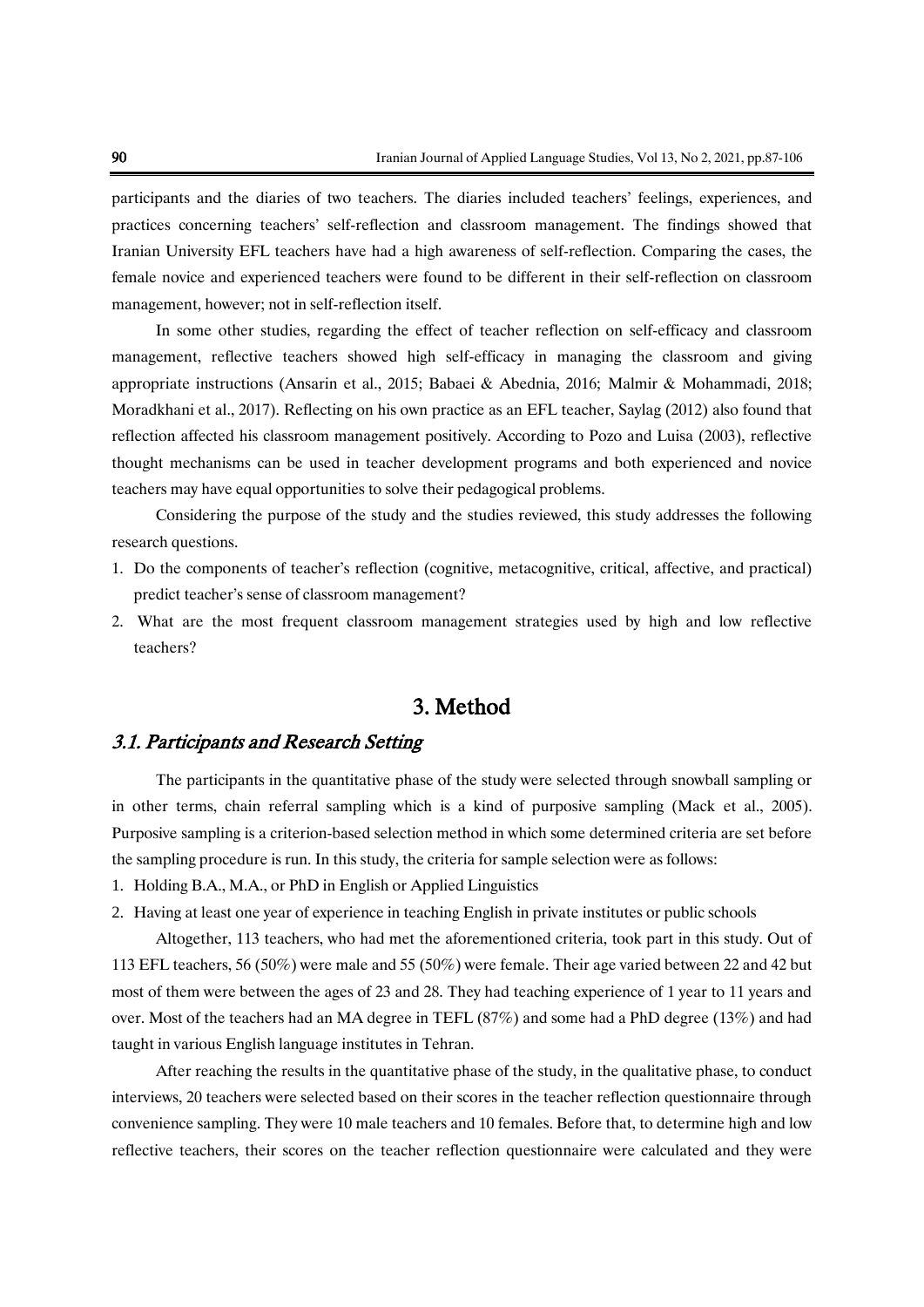participants and the diaries of two teachers. The diaries included teachers' feelings, experiences, and practices concerning teachers' self-reflection and classroom management. The findings showed that Iranian University EFL teachers have had a high awareness of self-reflection. Comparing the cases, the female novice and experienced teachers were found to be different in their self-reflection on classroom management, however; not in self-reflection itself.

In some other studies, regarding the effect of teacher reflection on self-efficacy and classroom management, reflective teachers showed high self-efficacy in managing the classroom and giving appropriate instructions (Ansarin et al., 2015; Babaei & Abednia, 2016; Malmir & Mohammadi, 2018; Moradkhani et al., 2017). Reflecting on his own practice as an EFL teacher, Saylag (2012) also found that reflection affected his classroom management positively. According to Pozo and Luisa (2003), reflective thought mechanisms can be used in teacher development programs and both experienced and novice teachers may have equal opportunities to solve their pedagogical problems.

Considering the purpose of the study and the studies reviewed, this study addresses the following research questions.

1. Do the components of teacher's reflection (cognitive, metacognitive, critical, affective, and practical) predict teacher's sense of classroom management?
2. What are the most frequent classroom management strategies used by high and low reflective teachers?

# 3. Method

## *3.1. Participants and Research Setting*

The participants in the quantitative phase of the study were selected through snowball sampling or in other terms, chain referral sampling which is a kind of purposive sampling (Mack et al., 2005). Purposive sampling is a criterion-based selection method in which some determined criteria are set before the sampling procedure is run. In this study, the criteria for sample selection were as follows:

1. Holding B.A., M.A., or PhD in English or Applied Linguistics
2. Having at least one year of experience in teaching English in private institutes or public schools

Altogether, 113 teachers, who had met the aforementioned criteria, took part in this study. Out of 113 EFL teachers, 56 (50%) were male and 55 (50%) were female. Their age varied between 22 and 42 but most of them were between the ages of 23 and 28. They had teaching experience of 1 year to 11 years and over. Most of the teachers had an MA degree in TEFL (87%) and some had a PhD degree (13%) and had taught in various English language institutes in Tehran.

After reaching the results in the quantitative phase of the study, in the qualitative phase, to conduct interviews, 20 teachers were selected based on their scores in the teacher reflection questionnaire through convenience sampling. They were 10 male teachers and 10 females. Before that, to determine high and low reflective teachers, their scores on the teacher reflection questionnaire were calculated and they were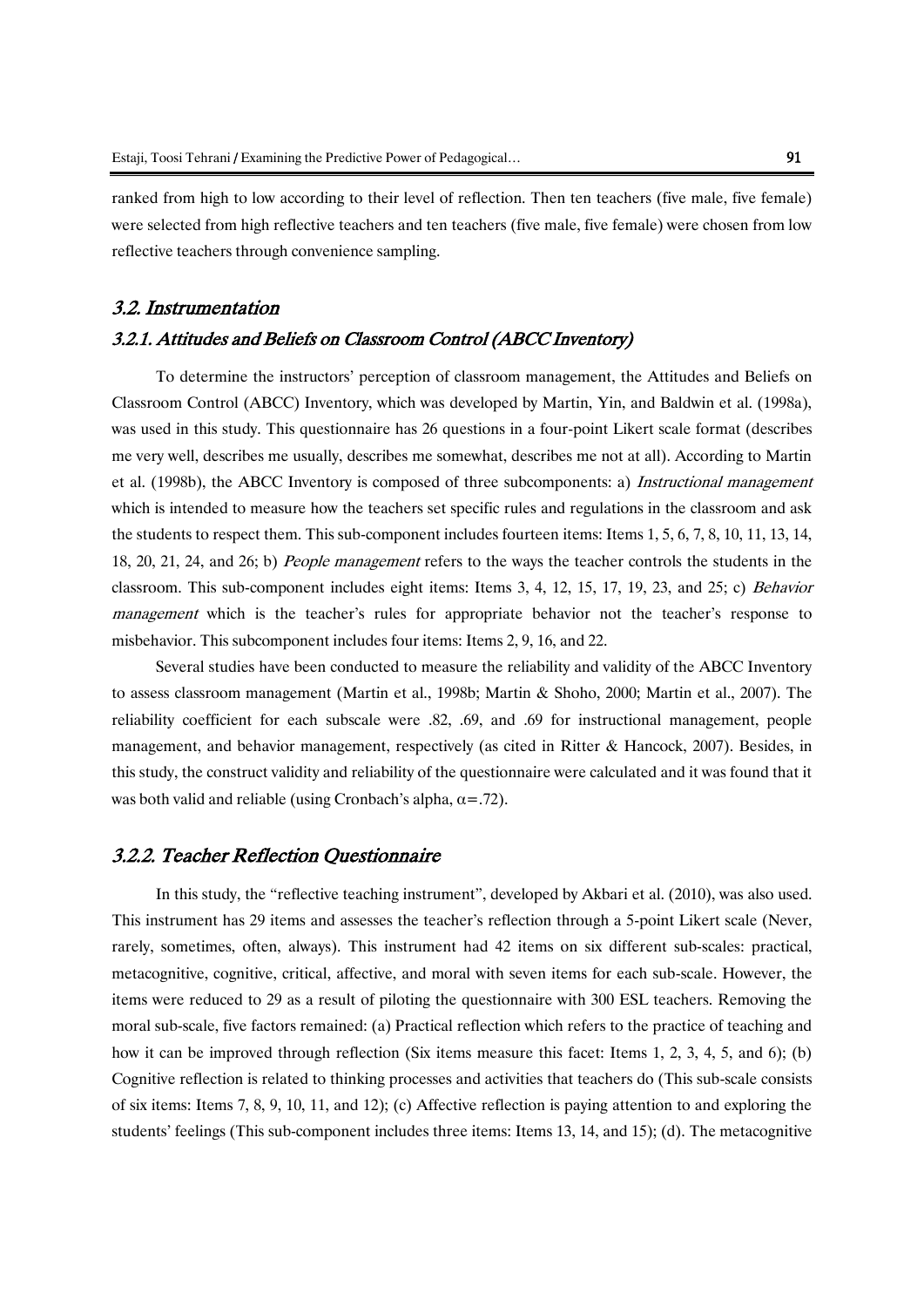ranked from high to low according to their level of reflection. Then ten teachers (five male, five female) were selected from high reflective teachers and ten teachers (five male, five female) were chosen from low reflective teachers through convenience sampling.

## *3.2. Instrumentation*

### *3.2.1. Attitudes and Beliefs on Classroom Control (ABCC Inventory)*

To determine the instructors' perception of classroom management, the Attitudes and Beliefs on Classroom Control (ABCC) Inventory, which was developed by Martin, Yin, and Baldwin et al. (1998a), was used in this study. This questionnaire has 26 questions in a four-point Likert scale format (describes me very well, describes me usually, describes me somewhat, describes me not at all). According to Martin et al. (1998b), the ABCC Inventory is composed of three subcomponents: a) *Instructional management* which is intended to measure how the teachers set specific rules and regulations in the classroom and ask the students to respect them. This sub-component includes fourteen items: Items 1, 5, 6, 7, 8, 10, 11, 13, 14, 18, 20, 21, 24, and 26; b) *People management* refers to the ways the teacher controls the students in the classroom. This sub-component includes eight items: Items 3, 4, 12, 15, 17, 19, 23, and 25; c) *Behavior management* which is the teacher's rules for appropriate behavior not the teacher's response to misbehavior. This subcomponent includes four items: Items 2, 9, 16, and 22.

Several studies have been conducted to measure the reliability and validity of the ABCC Inventory to assess classroom management (Martin et al., 1998b; Martin & Shoho, 2000; Martin et al., 2007). The reliability coefficient for each subscale were .82, .69, and .69 for instructional management, people management, and behavior management, respectively (as cited in Ritter & Hancock, 2007). Besides, in this study, the construct validity and reliability of the questionnaire were calculated and it was found that it was both valid and reliable (using Cronbach's alpha, $\alpha = .72$).

### *3.2.2. Teacher Reflection Questionnaire*

In this study, the "reflective teaching instrument", developed by Akbari et al. (2010), was also used. This instrument has 29 items and assesses the teacher's reflection through a 5-point Likert scale (Never, rarely, sometimes, often, always). This instrument had 42 items on six different sub-scales: practical, metacognitive, cognitive, critical, affective, and moral with seven items for each sub-scale. However, the items were reduced to 29 as a result of piloting the questionnaire with 300 ESL teachers. Removing the moral sub-scale, five factors remained: (a) Practical reflection which refers to the practice of teaching and how it can be improved through reflection (Six items measure this facet: Items 1, 2, 3, 4, 5, and 6); (b) Cognitive reflection is related to thinking processes and activities that teachers do (This sub-scale consists of six items: Items 7, 8, 9, 10, 11, and 12); (c) Affective reflection is paying attention to and exploring the students' feelings (This sub-component includes three items: Items 13, 14, and 15); (d). The metacognitive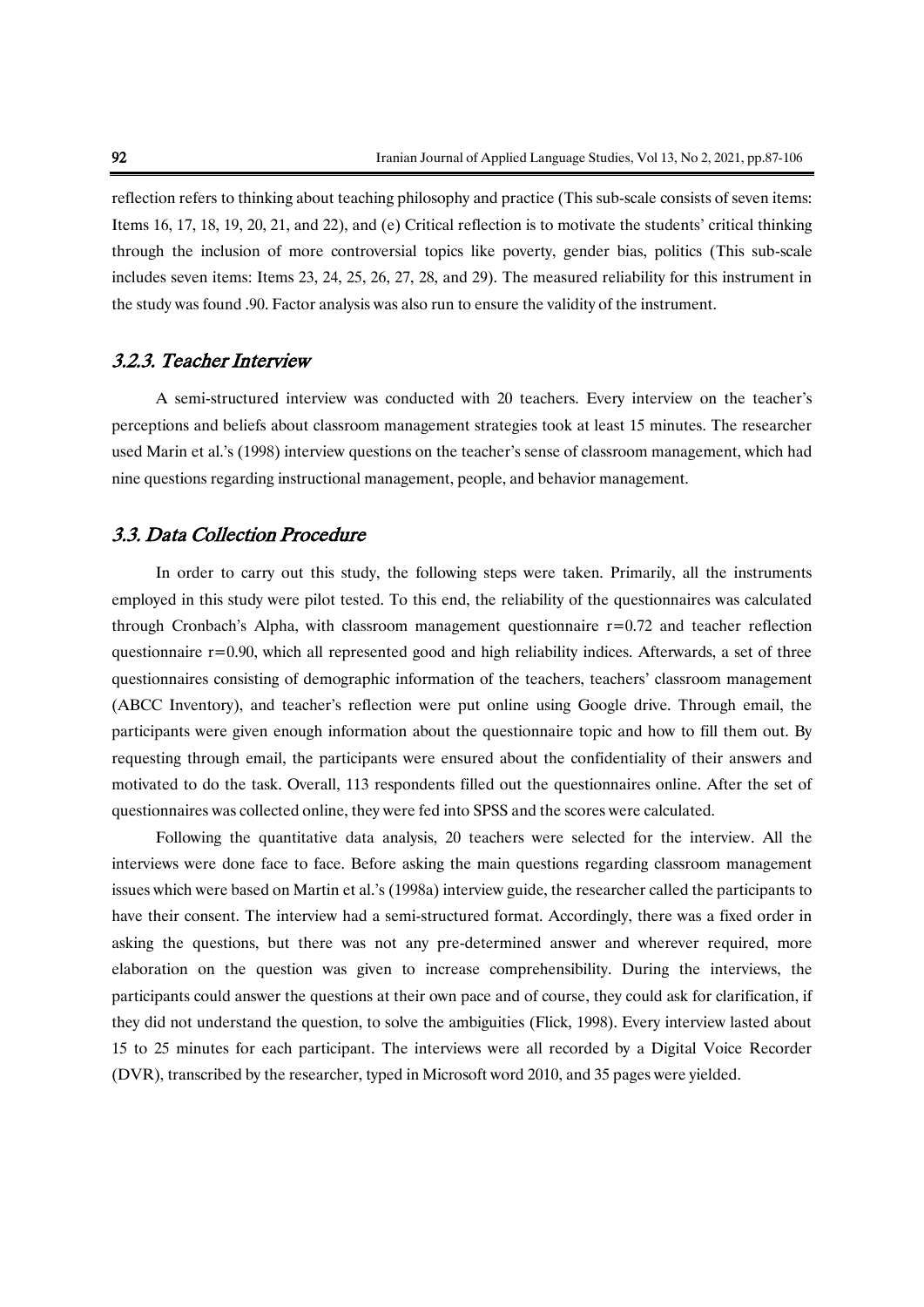reflection refers to thinking about teaching philosophy and practice (This sub-scale consists of seven items: Items 16, 17, 18, 19, 20, 21, and 22), and (e) Critical reflection is to motivate the students' critical thinking through the inclusion of more controversial topics like poverty, gender bias, politics (This sub-scale includes seven items: Items 23, 24, 25, 26, 27, 28, and 29). The measured reliability for this instrument in the study was found .90. Factor analysis was also run to ensure the validity of the instrument.

### 3.2.3. Teacher Interview

A semi-structured interview was conducted with 20 teachers. Every interview on the teacher's perceptions and beliefs about classroom management strategies took at least 15 minutes. The researcher used Marin et al.'s (1998) interview questions on the teacher's sense of classroom management, which had nine questions regarding instructional management, people, and behavior management.

## 3.3. Data Collection Procedure

In order to carry out this study, the following steps were taken. Primarily, all the instruments employed in this study were pilot tested. To this end, the reliability of the questionnaires was calculated through Cronbach's Alpha, with classroom management questionnaire $r=0.72$ and teacher reflection questionnaire $r=0.90$, which all represented good and high reliability indices. Afterwards, a set of three questionnaires consisting of demographic information of the teachers, teachers' classroom management (ABCC Inventory), and teacher's reflection were put online using Google drive. Through email, the participants were given enough information about the questionnaire topic and how to fill them out. By requesting through email, the participants were ensured about the confidentiality of their answers and motivated to do the task. Overall, 113 respondents filled out the questionnaires online. After the set of questionnaires was collected online, they were fed into SPSS and the scores were calculated.

Following the quantitative data analysis, 20 teachers were selected for the interview. All the interviews were done face to face. Before asking the main questions regarding classroom management issues which were based on Martin et al.'s (1998a) interview guide, the researcher called the participants to have their consent. The interview had a semi-structured format. Accordingly, there was a fixed order in asking the questions, but there was not any pre-determined answer and wherever required, more elaboration on the question was given to increase comprehensibility. During the interviews, the participants could answer the questions at their own pace and of course, they could ask for clarification, if they did not understand the question, to solve the ambiguities (Flick, 1998). Every interview lasted about 15 to 25 minutes for each participant. The interviews were all recorded by a Digital Voice Recorder (DVR), transcribed by the researcher, typed in Microsoft word 2010, and 35 pages were yielded.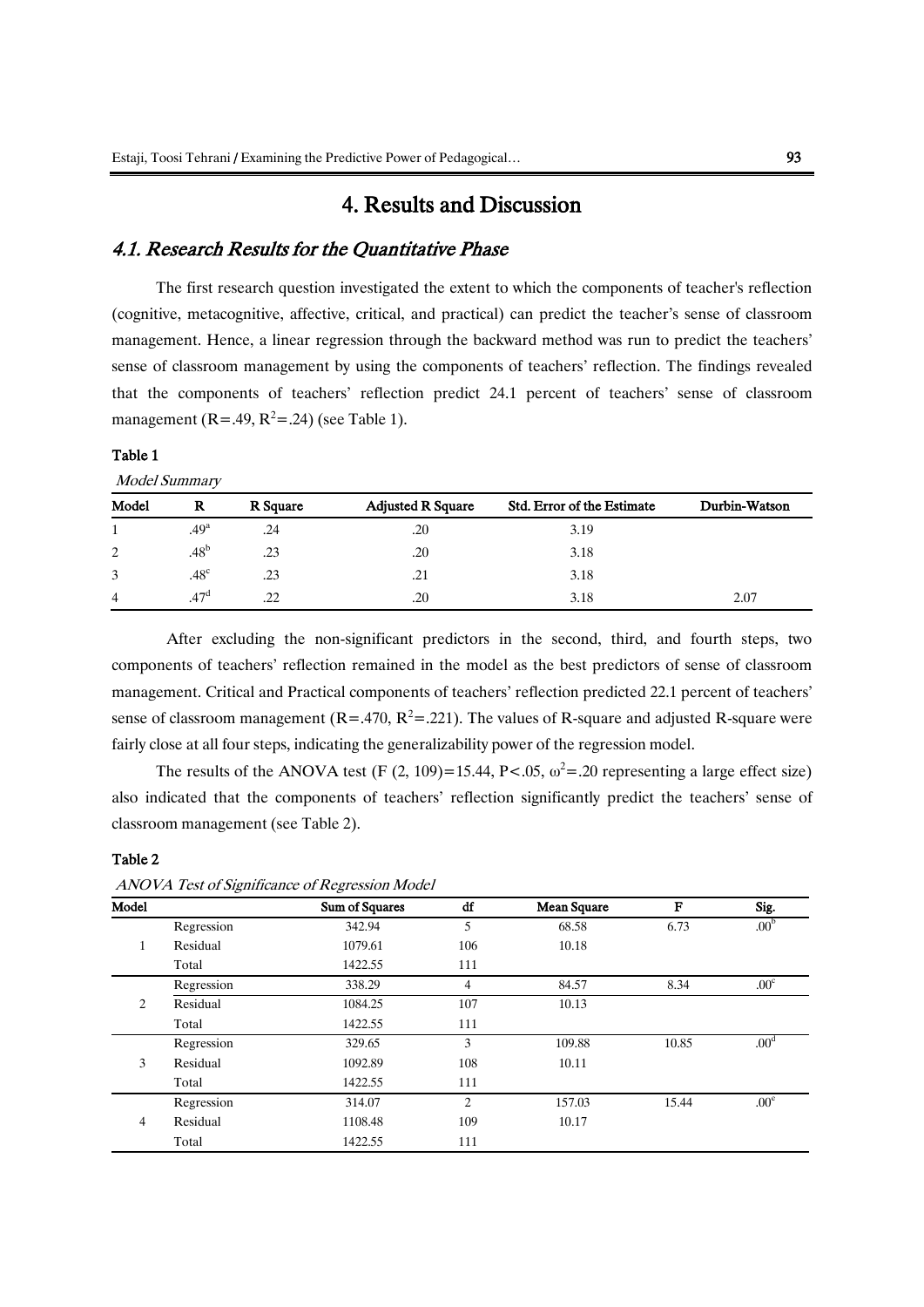# 4. Results and Discussion

## *4.1. Research Results for the Quantitative Phase*

The first research question investigated the extent to which the components of teacher's reflection (cognitive, metacognitive, affective, critical, and practical) can predict the teacher's sense of classroom management. Hence, a linear regression through the backward method was run to predict the teachers' sense of classroom management by using the components of teachers' reflection. The findings revealed that the components of teachers' reflection predict 24.1 percent of teachers' sense of classroom management ($R=.49$, $R^2=.24$) (see Table 1).

**Table 1**

*Model Summary*

| Model | R | R Square | Adjusted R Square | Std. Error of the Estimate | Durbin-Watson |
|---|---|---|---|---|---|
| 1 | .49[a] | .24 | .20 | 3.19 | |
| 2 | .48[b] | .23 | .20 | 3.18 | |
| 3 | .48[c] | .23 | .21 | 3.18 | |
| 4 | .47[d] | .22 | .20 | 3.18 | 2.07 |

After excluding the non-significant predictors in the second, third, and fourth steps, two components of teachers' reflection remained in the model as the best predictors of sense of classroom management. Critical and Practical components of teachers' reflection predicted 22.1 percent of teachers' sense of classroom management ($R=.470$, $R^2=.221$). The values of R-square and adjusted R-square were fairly close at all four steps, indicating the generalizability power of the regression model.

The results of the ANOVA test ($F (2, 109)=15.44$, $P<.05$, $\omega^2=.20$ representing a large effect size) also indicated that the components of teachers' reflection significantly predict the teachers' sense of classroom management (see Table 2).

**Table 2**

*ANOVA Test of Significance of Regression Model*

| Model | | Sum of Squares | df | Mean Square | F | Sig. |
|---|---|---|---|---|---|---|
| 1 | Regression | 342.94 | 5 | 68.58 | 6.73 | .00[b] |
| | Residual | 1079.61 | 106 | 10.18 | | |
| | Total | 1422.55 | 111 | | | |
| 2 | Regression | 338.29 | 4 | 84.57 | 8.34 | .00[c] |
| | Residual | 1084.25 | 107 | 10.13 | | |
| | Total | 1422.55 | 111 | | | |
| 3 | Regression | 329.65 | 3 | 109.88 | 10.85 | .00[d] |
| | Residual | 1092.89 | 108 | 10.11 | | |
| | Total | 1422.55 | 111 | | | |
| 4 | Regression | 314.07 | 2 | 157.03 | 15.44 | .00[e] |
| | Residual | 1108.48 | 109 | 10.17 | | |
| | Total | 1422.55 | 111 | | | |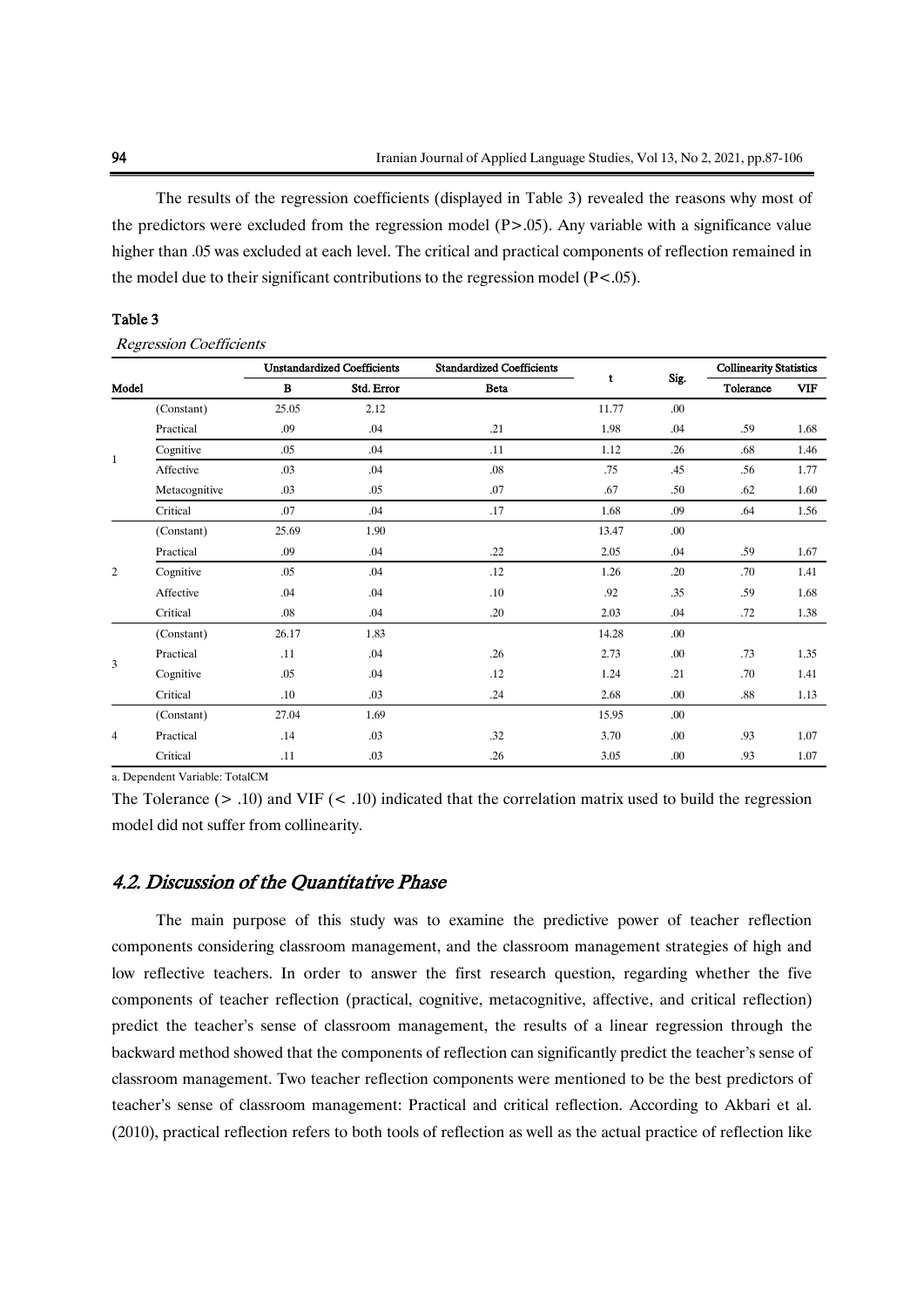The results of the regression coefficients (displayed in Table 3) revealed the reasons why most of the predictors were excluded from the regression model ($P > .05$). Any variable with a significance value higher than .05 was excluded at each level. The critical and practical components of reflection remained in the model due to their significant contributions to the regression model ($P < .05$).

**Table 3**

*Regression Coefficients*

| Model | | Unstandardized Coefficients | | Standardized Coefficients | t | Sig. | Collinearity Statistics | |
|---|---|---|---|---|---|---|---|---|
| | | B | Std. Error | Beta | | | Tolerance | VIF |
| 1 | (Constant) | 25.05 | 2.12 | | 11.77 | .00 | | |
| | Practical | .09 | .04 | .21 | 1.98 | .04 | .59 | 1.68 |
| | Cognitive | .05 | .04 | .11 | 1.12 | .26 | .68 | 1.46 |
| | Affective | .03 | .04 | .08 | .75 | .45 | .56 | 1.77 |
| | Metacognitive | .03 | .05 | .07 | .67 | .50 | .62 | 1.60 |
| | Critical | .07 | .04 | .17 | 1.68 | .09 | .64 | 1.56 |
| 2 | (Constant) | 25.69 | 1.90 | | 13.47 | .00 | | |
| | Practical | .09 | .04 | .22 | 2.05 | .04 | .59 | 1.67 |
| | Cognitive | .05 | .04 | .12 | 1.26 | .20 | .70 | 1.41 |
| | Affective | .04 | .04 | .10 | .92 | .35 | .59 | 1.68 |
| | Critical | .08 | .04 | .20 | 2.03 | .04 | .72 | 1.38 |
| 3 | (Constant) | 26.17 | 1.83 | | 14.28 | .00 | | |
| | Practical | .11 | .04 | .26 | 2.73 | .00 | .73 | 1.35 |
| | Cognitive | .05 | .04 | .12 | 1.24 | .21 | .70 | 1.41 |
| | Critical | .10 | .03 | .24 | 2.68 | .00 | .88 | 1.13 |
| 4 | (Constant) | 27.04 | 1.69 | | 15.95 | .00 | | |
| | Practical | .14 | .03 | .32 | 3.70 | .00 | .93 | 1.07 |
| | Critical | .11 | .03 | .26 | 3.05 | .00 | .93 | 1.07 |

a. Dependent Variable: TotalCM

The Tolerance ($> .10$) and VIF ($< .10$) indicated that the correlation matrix used to build the regression model did not suffer from collinearity.

## 4.2. Discussion of the Quantitative Phase

The main purpose of this study was to examine the predictive power of teacher reflection components considering classroom management, and the classroom management strategies of high and low reflective teachers. In order to answer the first research question, regarding whether the five components of teacher reflection (practical, cognitive, metacognitive, affective, and critical reflection) predict the teacher's sense of classroom management, the results of a linear regression through the backward method showed that the components of reflection can significantly predict the teacher's sense of classroom management. Two teacher reflection components were mentioned to be the best predictors of teacher's sense of classroom management: Practical and critical reflection. According to Akbari et al. (2010), practical reflection refers to both tools of reflection as well as the actual practice of reflection like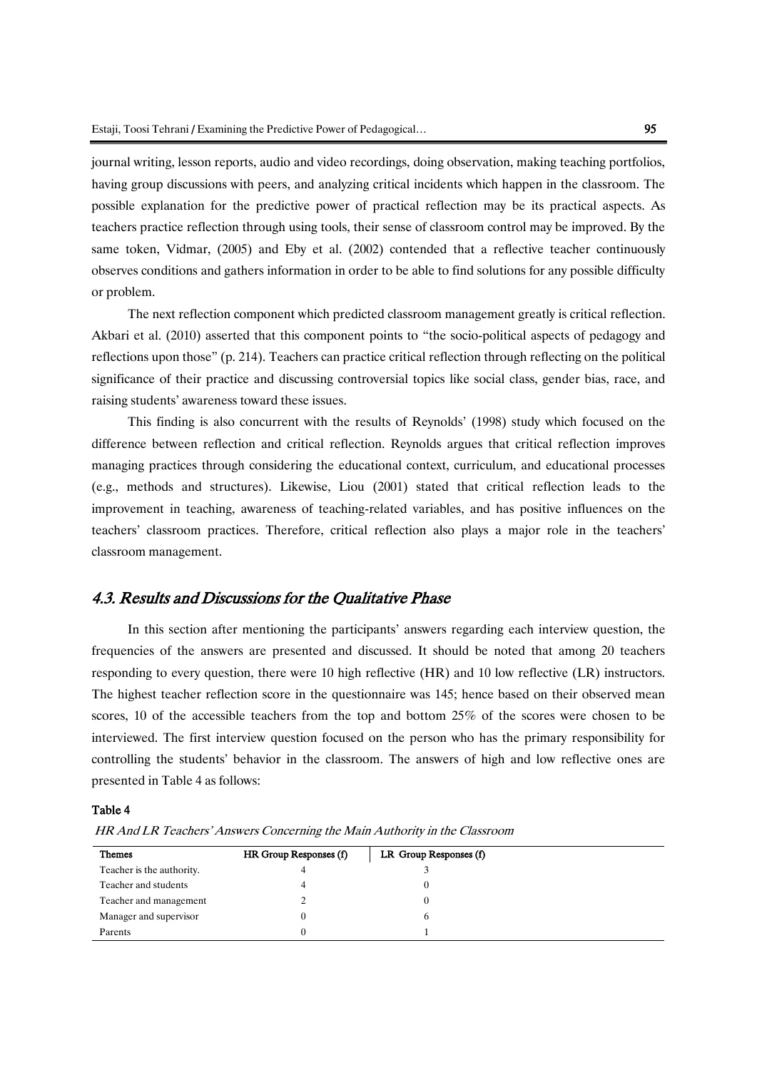journal writing, lesson reports, audio and video recordings, doing observation, making teaching portfolios, having group discussions with peers, and analyzing critical incidents which happen in the classroom. The possible explanation for the predictive power of practical reflection may be its practical aspects. As teachers practice reflection through using tools, their sense of classroom control may be improved. By the same token, Vidmar, (2005) and Eby et al. (2002) contended that a reflective teacher continuously observes conditions and gathers information in order to be able to find solutions for any possible difficulty or problem.

The next reflection component which predicted classroom management greatly is critical reflection. Akbari et al. (2010) asserted that this component points to "the socio-political aspects of pedagogy and reflections upon those" (p. 214). Teachers can practice critical reflection through reflecting on the political significance of their practice and discussing controversial topics like social class, gender bias, race, and raising students' awareness toward these issues.

This finding is also concurrent with the results of Reynolds' (1998) study which focused on the difference between reflection and critical reflection. Reynolds argues that critical reflection improves managing practices through considering the educational context, curriculum, and educational processes (e.g., methods and structures). Likewise, Liou (2001) stated that critical reflection leads to the improvement in teaching, awareness of teaching-related variables, and has positive influences on the teachers' classroom practices. Therefore, critical reflection also plays a major role in the teachers' classroom management.

## *4.3. Results and Discussions for the Qualitative Phase*

In this section after mentioning the participants' answers regarding each interview question, the frequencies of the answers are presented and discussed. It should be noted that among 20 teachers responding to every question, there were 10 high reflective (HR) and 10 low reflective (LR) instructors. The highest teacher reflection score in the questionnaire was 145; hence based on their observed mean scores, 10 of the accessible teachers from the top and bottom 25% of the scores were chosen to be interviewed. The first interview question focused on the person who has the primary responsibility for controlling the students' behavior in the classroom. The answers of high and low reflective ones are presented in Table 4 as follows:

**Table 4**

*HR And LR Teachers' Answers Concerning the Main Authority in the Classroom*

| Themes | HR Group Responses (f) | LR Group Responses (f) |
|---|---|---|
| Teacher is the authority. | 4 | 3 |
| Teacher and students | 4 | 0 |
| Teacher and management | 2 | 0 |
| Manager and supervisor | 0 | 6 |
| Parents | 0 | 1 |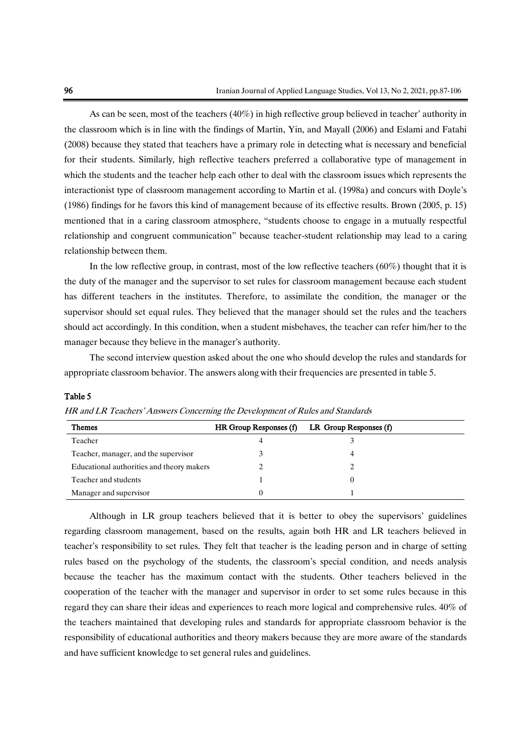As can be seen, most of the teachers (40%) in high reflective group believed in teacher' authority in the classroom which is in line with the findings of Martin, Yin, and Mayall (2006) and Eslami and Fatahi (2008) because they stated that teachers have a primary role in detecting what is necessary and beneficial for their students. Similarly, high reflective teachers preferred a collaborative type of management in which the students and the teacher help each other to deal with the classroom issues which represents the interactionist type of classroom management according to Martin et al. (1998a) and concurs with Doyle's (1986) findings for he favors this kind of management because of its effective results. Brown (2005, p. 15) mentioned that in a caring classroom atmosphere, "students choose to engage in a mutually respectful relationship and congruent communication" because teacher-student relationship may lead to a caring relationship between them.

In the low reflective group, in contrast, most of the low reflective teachers (60%) thought that it is the duty of the manager and the supervisor to set rules for classroom management because each student has different teachers in the institutes. Therefore, to assimilate the condition, the manager or the supervisor should set equal rules. They believed that the manager should set the rules and the teachers should act accordingly. In this condition, when a student misbehaves, the teacher can refer him/her to the manager because they believe in the manager's authority.

The second interview question asked about the one who should develop the rules and standards for appropriate classroom behavior. The answers along with their frequencies are presented in table 5.

**Table 5**

*HR and LR Teachers' Answers Concerning the Development of Rules and Standards*

| Themes | HR Group Responses (f) | LR Group Responses (f) |
|---|---|---|
| Teacher | 4 | 3 |
| Teacher, manager, and the supervisor | 3 | 4 |
| Educational authorities and theory makers | 2 | 2 |
| Teacher and students | 1 | 0 |
| Manager and supervisor | 0 | 1 |

Although in LR group teachers believed that it is better to obey the supervisors' guidelines regarding classroom management, based on the results, again both HR and LR teachers believed in teacher's responsibility to set rules. They felt that teacher is the leading person and in charge of setting rules based on the psychology of the students, the classroom's special condition, and needs analysis because the teacher has the maximum contact with the students. Other teachers believed in the cooperation of the teacher with the manager and supervisor in order to set some rules because in this regard they can share their ideas and experiences to reach more logical and comprehensive rules. 40% of the teachers maintained that developing rules and standards for appropriate classroom behavior is the responsibility of educational authorities and theory makers because they are more aware of the standards and have sufficient knowledge to set general rules and guidelines.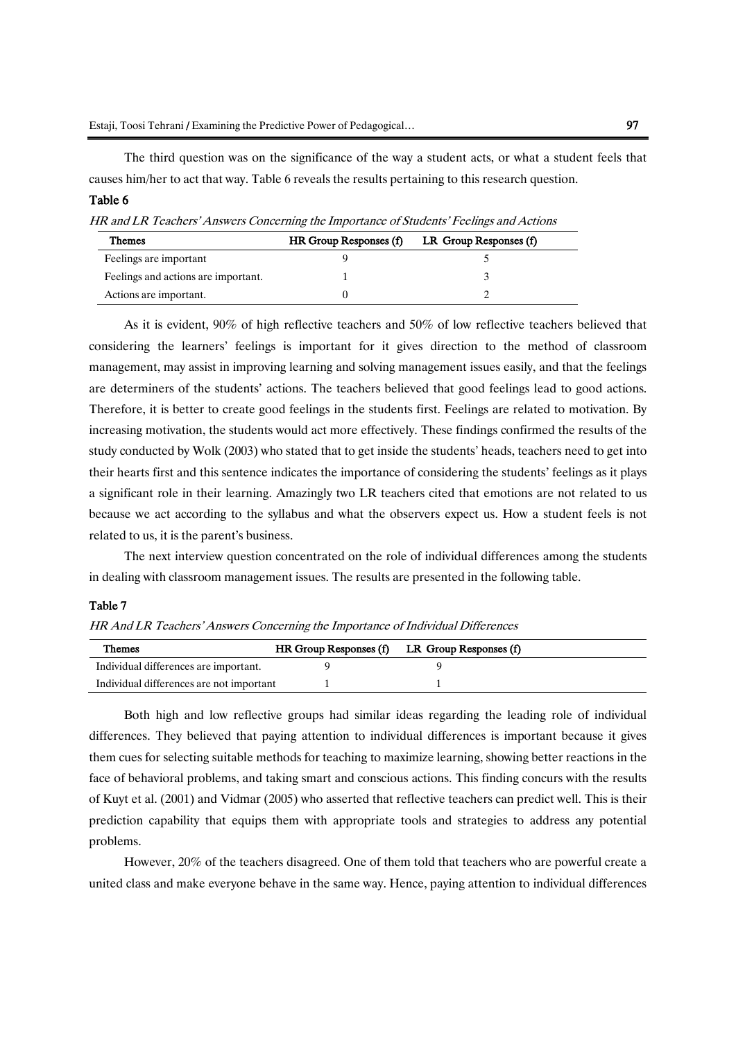The third question was on the significance of the way a student acts, or what a student feels that causes him/her to act that way. Table 6 reveals the results pertaining to this research question.

**Table 6**

*HR and LR Teachers' Answers Concerning the Importance of Students' Feelings and Actions*

| Themes | HR Group Responses (f) | LR Group Responses (f) |
|---|---|---|
| Feelings are important | 9 | 5 |
| Feelings and actions are important. | 1 | 3 |
| Actions are important. | 0 | 2 |

As it is evident, 90% of high reflective teachers and 50% of low reflective teachers believed that considering the learners' feelings is important for it gives direction to the method of classroom management, may assist in improving learning and solving management issues easily, and that the feelings are determiners of the students' actions. The teachers believed that good feelings lead to good actions. Therefore, it is better to create good feelings in the students first. Feelings are related to motivation. By increasing motivation, the students would act more effectively. These findings confirmed the results of the study conducted by Wolk (2003) who stated that to get inside the students' heads, teachers need to get into their hearts first and this sentence indicates the importance of considering the students' feelings as it plays a significant role in their learning. Amazingly two LR teachers cited that emotions are not related to us because we act according to the syllabus and what the observers expect us. How a student feels is not related to us, it is the parent's business.

The next interview question concentrated on the role of individual differences among the students in dealing with classroom management issues. The results are presented in the following table.

**Table 7**

*HR And LR Teachers' Answers Concerning the Importance of Individual Differences*

| Themes | HR Group Responses (f) | LR Group Responses (f) |
|---|---|---|
| Individual differences are important. | 9 | 9 |
| Individual differences are not important | 1 | 1 |

Both high and low reflective groups had similar ideas regarding the leading role of individual differences. They believed that paying attention to individual differences is important because it gives them cues for selecting suitable methods for teaching to maximize learning, showing better reactions in the face of behavioral problems, and taking smart and conscious actions. This finding concurs with the results of Kuyt et al. (2001) and Vidmar (2005) who asserted that reflective teachers can predict well. This is their prediction capability that equips them with appropriate tools and strategies to address any potential problems.

However, 20% of the teachers disagreed. One of them told that teachers who are powerful create a united class and make everyone behave in the same way. Hence, paying attention to individual differences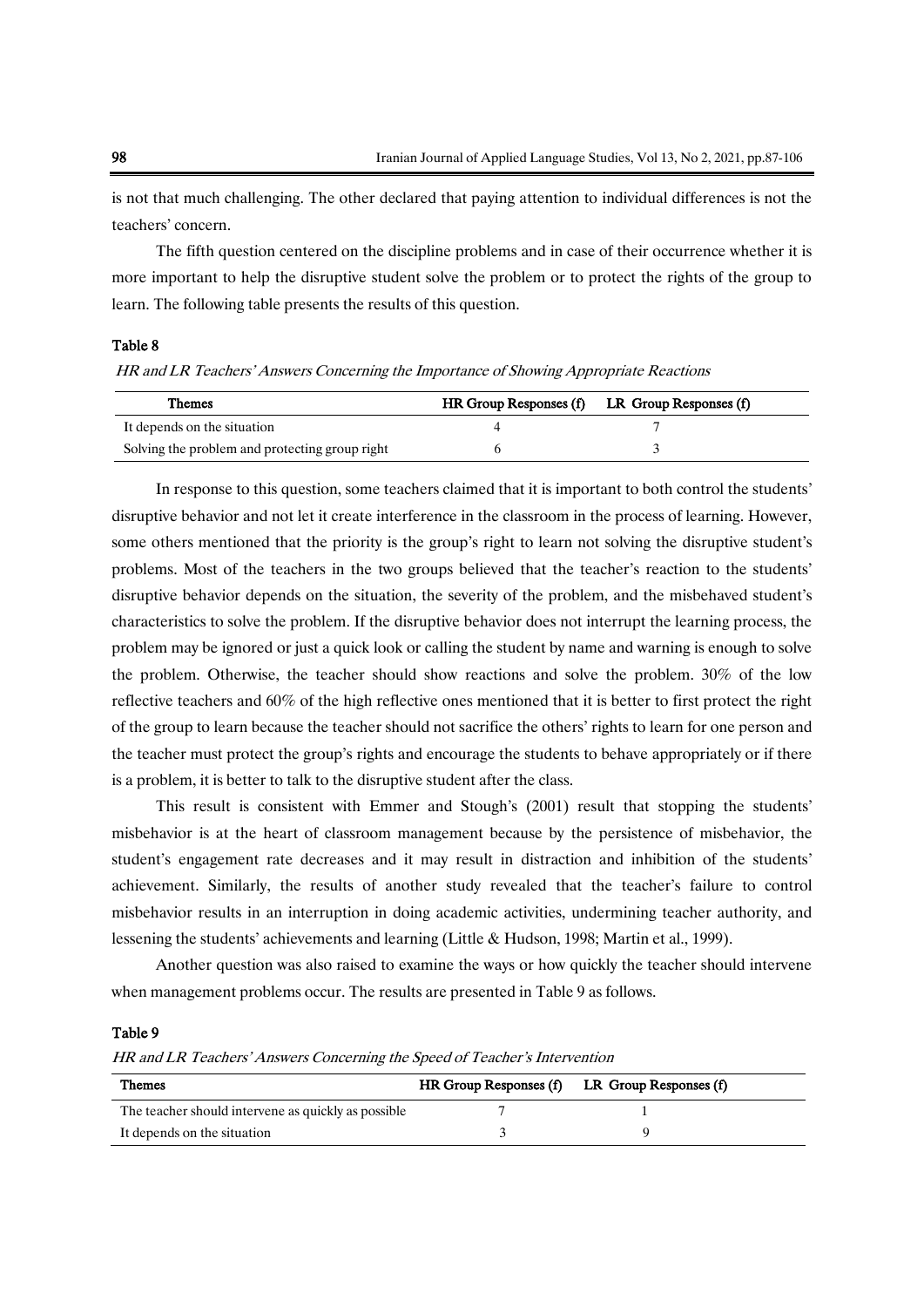is not that much challenging. The other declared that paying attention to individual differences is not the teachers' concern.

The fifth question centered on the discipline problems and in case of their occurrence whether it is more important to help the disruptive student solve the problem or to protect the rights of the group to learn. The following table presents the results of this question.

**Table 8**

*HR and LR Teachers' Answers Concerning the Importance of Showing Appropriate Reactions*

| Themes | HR Group Responses (f) | LR Group Responses (f) |
|---|---|---|
| It depends on the situation | 4 | 7 |
| Solving the problem and protecting group right | 6 | 3 |

In response to this question, some teachers claimed that it is important to both control the students' disruptive behavior and not let it create interference in the classroom in the process of learning. However, some others mentioned that the priority is the group's right to learn not solving the disruptive student's problems. Most of the teachers in the two groups believed that the teacher's reaction to the students' disruptive behavior depends on the situation, the severity of the problem, and the misbehaved student's characteristics to solve the problem. If the disruptive behavior does not interrupt the learning process, the problem may be ignored or just a quick look or calling the student by name and warning is enough to solve the problem. Otherwise, the teacher should show reactions and solve the problem. 30% of the low reflective teachers and 60% of the high reflective ones mentioned that it is better to first protect the right of the group to learn because the teacher should not sacrifice the others' rights to learn for one person and the teacher must protect the group's rights and encourage the students to behave appropriately or if there is a problem, it is better to talk to the disruptive student after the class.

This result is consistent with Emmer and Stough's (2001) result that stopping the students' misbehavior is at the heart of classroom management because by the persistence of misbehavior, the student's engagement rate decreases and it may result in distraction and inhibition of the students' achievement. Similarly, the results of another study revealed that the teacher's failure to control misbehavior results in an interruption in doing academic activities, undermining teacher authority, and lessening the students' achievements and learning (Little & Hudson, 1998; Martin et al., 1999).

Another question was also raised to examine the ways or how quickly the teacher should intervene when management problems occur. The results are presented in Table 9 as follows.

**Table 9**

*HR and LR Teachers' Answers Concerning the Speed of Teacher's Intervention*

| Themes | HR Group Responses (f) | LR Group Responses (f) |
|---|---|---|
| The teacher should intervene as quickly as possible | 7 | 1 |
| It depends on the situation | 3 | 9 |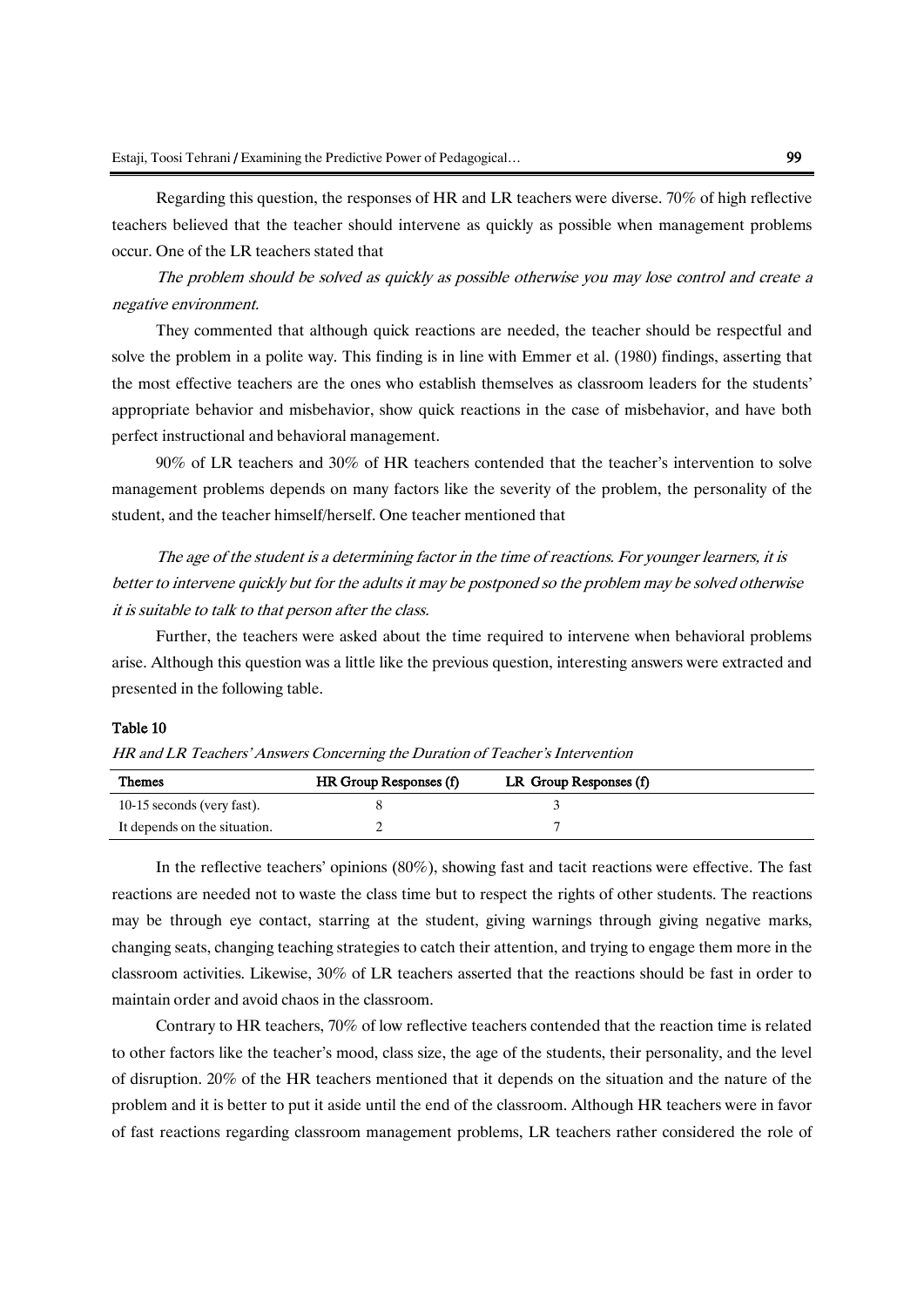Regarding this question, the responses of HR and LR teachers were diverse. 70% of high reflective teachers believed that the teacher should intervene as quickly as possible when management problems occur. One of the LR teachers stated that

*The problem should be solved as quickly as possible otherwise you may lose control and create a negative environment.*

They commented that although quick reactions are needed, the teacher should be respectful and solve the problem in a polite way. This finding is in line with Emmer et al. (1980) findings, asserting that the most effective teachers are the ones who establish themselves as classroom leaders for the students' appropriate behavior and misbehavior, show quick reactions in the case of misbehavior, and have both perfect instructional and behavioral management.

90% of LR teachers and 30% of HR teachers contended that the teacher's intervention to solve management problems depends on many factors like the severity of the problem, the personality of the student, and the teacher himself/herself. One teacher mentioned that

*The age of the student is a determining factor in the time of reactions. For younger learners, it is better to intervene quickly but for the adults it may be postponed so the problem may be solved otherwise it is suitable to talk to that person after the class.*

Further, the teachers were asked about the time required to intervene when behavioral problems arise. Although this question was a little like the previous question, interesting answers were extracted and presented in the following table.

**Table 10**

*HR and LR Teachers' Answers Concerning the Duration of Teacher's Intervention*

| Themes | HR Group Responses (f) | LR Group Responses (f) |
|---|---|---|
| 10-15 seconds (very fast). | 8 | 3 |
| It depends on the situation. | 2 | 7 |

In the reflective teachers' opinions (80%), showing fast and tacit reactions were effective. The fast reactions are needed not to waste the class time but to respect the rights of other students. The reactions may be through eye contact, starring at the student, giving warnings through giving negative marks, changing seats, changing teaching strategies to catch their attention, and trying to engage them more in the classroom activities. Likewise, 30% of LR teachers asserted that the reactions should be fast in order to maintain order and avoid chaos in the classroom.

Contrary to HR teachers, 70% of low reflective teachers contended that the reaction time is related to other factors like the teacher's mood, class size, the age of the students, their personality, and the level of disruption. 20% of the HR teachers mentioned that it depends on the situation and the nature of the problem and it is better to put it aside until the end of the classroom. Although HR teachers were in favor of fast reactions regarding classroom management problems, LR teachers rather considered the role of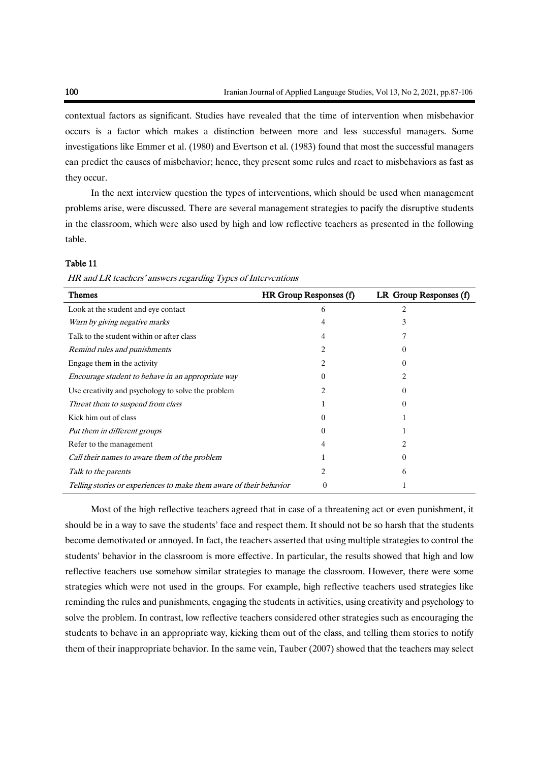contextual factors as significant. Studies have revealed that the time of intervention when misbehavior occurs is a factor which makes a distinction between more and less successful managers. Some investigations like Emmer et al. (1980) and Evertson et al. (1983) found that most the successful managers can predict the causes of misbehavior; hence, they present some rules and react to misbehaviors as fast as they occur.

In the next interview question the types of interventions, which should be used when management problems arise, were discussed. There are several management strategies to pacify the disruptive students in the classroom, which were also used by high and low reflective teachers as presented in the following table.

**Table 11**

*HR and LR teachers' answers regarding Types of Interventions*

| Themes | HR Group Responses (f) | LR Group Responses (f) |
|---|---|---|
| Look at the student and eye contact | 6 | 2 |
| *Warn by giving negative marks* | 4 | 3 |
| Talk to the student within or after class | 4 | 7 |
| *Remind rules and punishments* | 2 | 0 |
| Engage them in the activity | 2 | 0 |
| *Encourage student to behave in an appropriate way* | 0 | 2 |
| Use creativity and psychology to solve the problem | 2 | 0 |
| *Threat them to suspend from class* | 1 | 0 |
| Kick him out of class | 0 | 1 |
| *Put them in different groups* | 0 | 1 |
| Refer to the management | 4 | 2 |
| *Call their names to aware them of the problem* | 1 | 0 |
| *Talk to the parents* | 2 | 6 |
| *Telling stories or experiences to make them aware of their behavior* | 0 | 1 |

Most of the high reflective teachers agreed that in case of a threatening act or even punishment, it should be in a way to save the students' face and respect them. It should not be so harsh that the students become demotivated or annoyed. In fact, the teachers asserted that using multiple strategies to control the students' behavior in the classroom is more effective. In particular, the results showed that high and low reflective teachers use somehow similar strategies to manage the classroom. However, there were some strategies which were not used in the groups. For example, high reflective teachers used strategies like reminding the rules and punishments, engaging the students in activities, using creativity and psychology to solve the problem. In contrast, low reflective teachers considered other strategies such as encouraging the students to behave in an appropriate way, kicking them out of the class, and telling them stories to notify them of their inappropriate behavior. In the same vein, Tauber (2007) showed that the teachers may select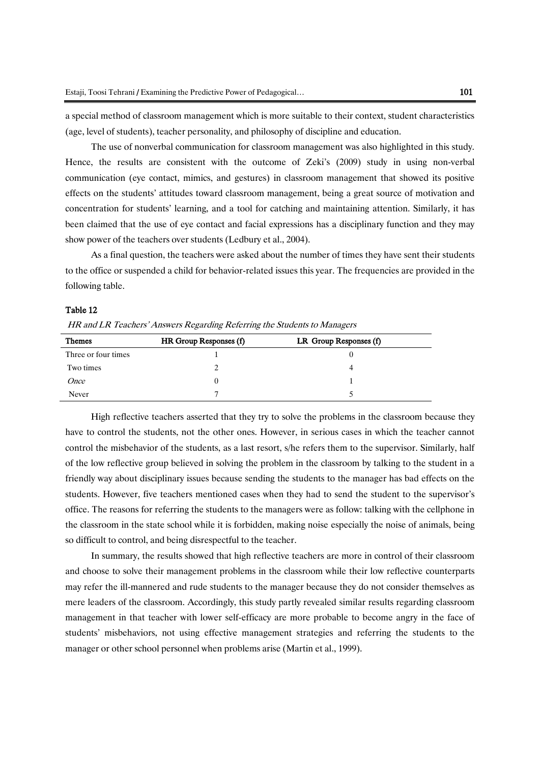a special method of classroom management which is more suitable to their context, student characteristics (age, level of students), teacher personality, and philosophy of discipline and education.

The use of nonverbal communication for classroom management was also highlighted in this study. Hence, the results are consistent with the outcome of Zeki's (2009) study in using non-verbal communication (eye contact, mimics, and gestures) in classroom management that showed its positive effects on the students' attitudes toward classroom management, being a great source of motivation and concentration for students' learning, and a tool for catching and maintaining attention. Similarly, it has been claimed that the use of eye contact and facial expressions has a disciplinary function and they may show power of the teachers over students (Ledbury et al., 2004).

As a final question, the teachers were asked about the number of times they have sent their students to the office or suspended a child for behavior-related issues this year. The frequencies are provided in the following table.

**Table 12**

*HR and LR Teachers' Answers Regarding Referring the Students to Managers*

| Themes | HR Group Responses (f) | LR Group Responses (f) |
|---|---|---|
| Three or four times | 1 | 0 |
| Two times | 2 | 4 |
| *Once* | 0 | 1 |
| Never | 7 | 5 |

High reflective teachers asserted that they try to solve the problems in the classroom because they have to control the students, not the other ones. However, in serious cases in which the teacher cannot control the misbehavior of the students, as a last resort, s/he refers them to the supervisor. Similarly, half of the low reflective group believed in solving the problem in the classroom by talking to the student in a friendly way about disciplinary issues because sending the students to the manager has bad effects on the students. However, five teachers mentioned cases when they had to send the student to the supervisor's office. The reasons for referring the students to the managers were as follow: talking with the cellphone in the classroom in the state school while it is forbidden, making noise especially the noise of animals, being so difficult to control, and being disrespectful to the teacher.

In summary, the results showed that high reflective teachers are more in control of their classroom and choose to solve their management problems in the classroom while their low reflective counterparts may refer the ill-mannered and rude students to the manager because they do not consider themselves as mere leaders of the classroom. Accordingly, this study partly revealed similar results regarding classroom management in that teacher with lower self-efficacy are more probable to become angry in the face of students' misbehaviors, not using effective management strategies and referring the students to the manager or other school personnel when problems arise (Martin et al., 1999).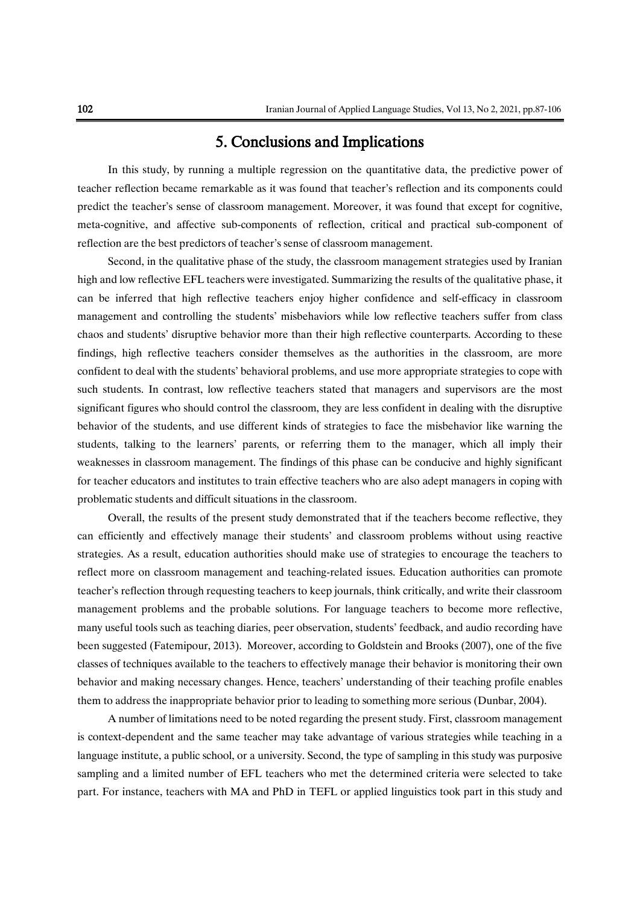## 5. Conclusions and Implications

In this study, by running a multiple regression on the quantitative data, the predictive power of teacher reflection became remarkable as it was found that teacher's reflection and its components could predict the teacher's sense of classroom management. Moreover, it was found that except for cognitive, meta-cognitive, and affective sub-components of reflection, critical and practical sub-component of reflection are the best predictors of teacher's sense of classroom management.

Second, in the qualitative phase of the study, the classroom management strategies used by Iranian high and low reflective EFL teachers were investigated. Summarizing the results of the qualitative phase, it can be inferred that high reflective teachers enjoy higher confidence and self-efficacy in classroom management and controlling the students' misbehaviors while low reflective teachers suffer from class chaos and students' disruptive behavior more than their high reflective counterparts. According to these findings, high reflective teachers consider themselves as the authorities in the classroom, are more confident to deal with the students' behavioral problems, and use more appropriate strategies to cope with such students. In contrast, low reflective teachers stated that managers and supervisors are the most significant figures who should control the classroom, they are less confident in dealing with the disruptive behavior of the students, and use different kinds of strategies to face the misbehavior like warning the students, talking to the learners' parents, or referring them to the manager, which all imply their weaknesses in classroom management. The findings of this phase can be conducive and highly significant for teacher educators and institutes to train effective teachers who are also adept managers in coping with problematic students and difficult situations in the classroom.

Overall, the results of the present study demonstrated that if the teachers become reflective, they can efficiently and effectively manage their students' and classroom problems without using reactive strategies. As a result, education authorities should make use of strategies to encourage the teachers to reflect more on classroom management and teaching-related issues. Education authorities can promote teacher's reflection through requesting teachers to keep journals, think critically, and write their classroom management problems and the probable solutions. For language teachers to become more reflective, many useful tools such as teaching diaries, peer observation, students' feedback, and audio recording have been suggested (Fatemipour, 2013). Moreover, according to Goldstein and Brooks (2007), one of the five classes of techniques available to the teachers to effectively manage their behavior is monitoring their own behavior and making necessary changes. Hence, teachers' understanding of their teaching profile enables them to address the inappropriate behavior prior to leading to something more serious (Dunbar, 2004).

A number of limitations need to be noted regarding the present study. First, classroom management is context-dependent and the same teacher may take advantage of various strategies while teaching in a language institute, a public school, or a university. Second, the type of sampling in this study was purposive sampling and a limited number of EFL teachers who met the determined criteria were selected to take part. For instance, teachers with MA and PhD in TEFL or applied linguistics took part in this study and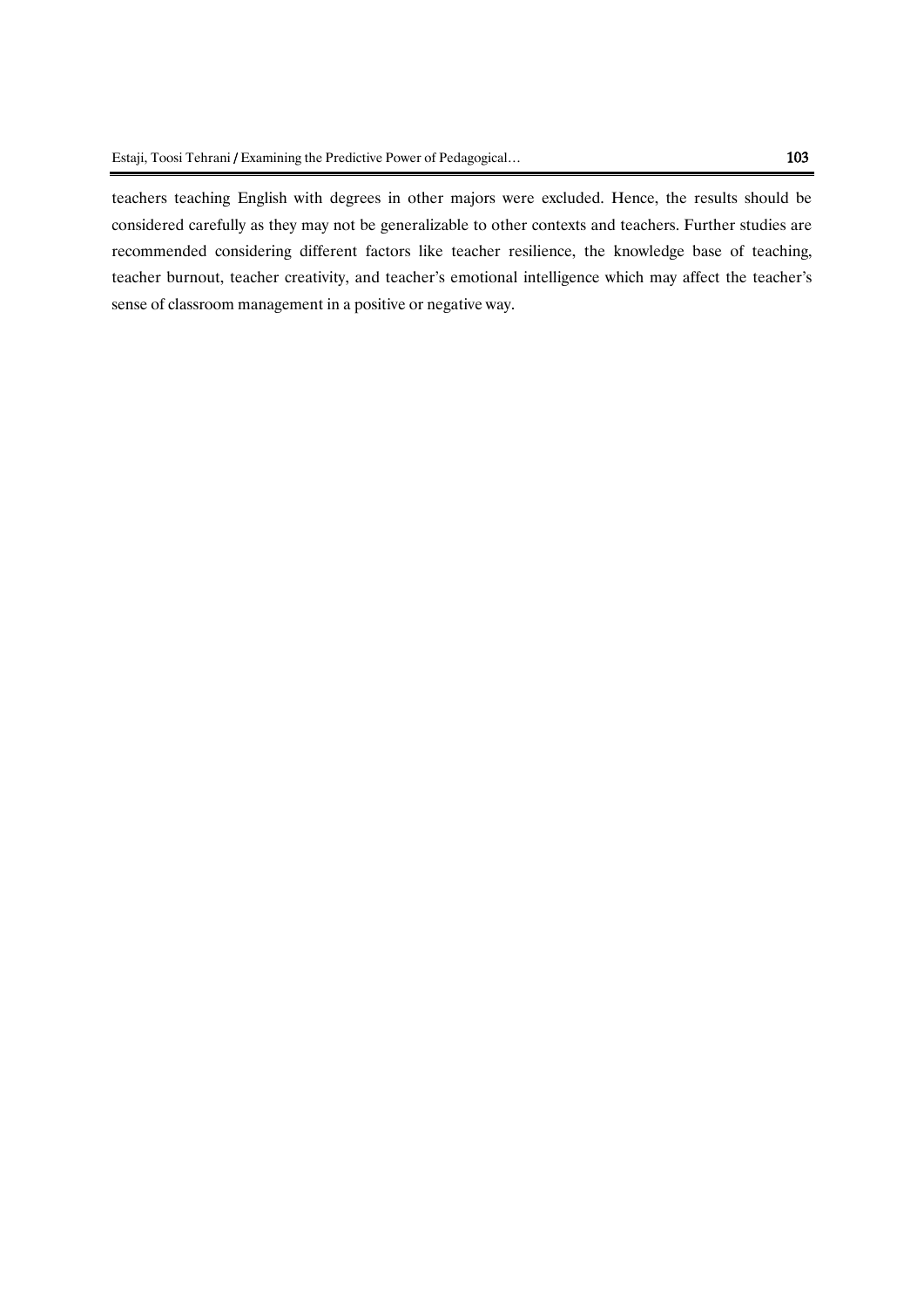teachers teaching English with degrees in other majors were excluded. Hence, the results should be considered carefully as they may not be generalizable to other contexts and teachers. Further studies are recommended considering different factors like teacher resilience, the knowledge base of teaching, teacher burnout, teacher creativity, and teacher's emotional intelligence which may affect the teacher's sense of classroom management in a positive or negative way.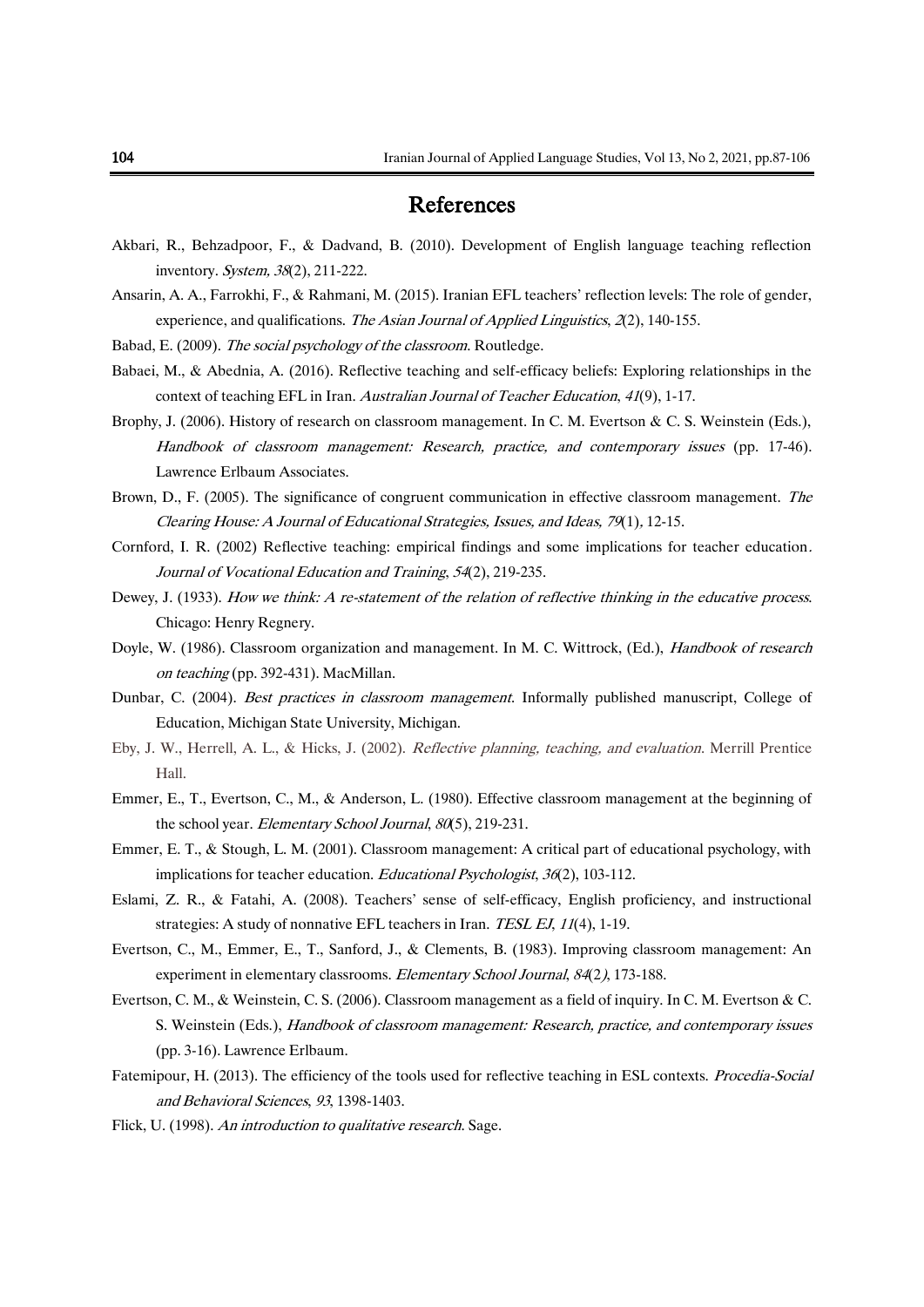# References

Akbari, R., Behzadpoor, F., & Dadvand, B. (2010). Development of English language teaching reflection inventory. *System, 38*(2), 211-222.

Ansarin, A. A., Farrokhi, F., & Rahmani, M. (2015). Iranian EFL teachers' reflection levels: The role of gender, experience, and qualifications. *The Asian Journal of Applied Linguistics*, *2*(2), 140-155.

Babad, E. (2009). *The social psychology of the classroom*. Routledge.

Babaei, M., & Abednia, A. (2016). Reflective teaching and self-efficacy beliefs: Exploring relationships in the context of teaching EFL in Iran. *Australian Journal of Teacher Education*, *41*(9), 1-17.

Brophy, J. (2006). History of research on classroom management. In C. M. Evertson & C. S. Weinstein (Eds.), *Handbook of classroom management: Research, practice, and contemporary issues* (pp. 17-46). Lawrence Erlbaum Associates.

Brown, D., F. (2005). The significance of congruent communication in effective classroom management. *The Clearing House: A Journal of Educational Strategies, Issues, and Ideas, 79*(1), 12-15.

Cornford, I. R. (2002) Reflective teaching: empirical findings and some implications for teacher education. *Journal of Vocational Education and Training*, *54*(2), 219-235.

Dewey, J. (1933). *How we think: A re-statement of the relation of reflective thinking in the educative process*. Chicago: Henry Regnery.

Doyle, W. (1986). Classroom organization and management. In M. C. Wittrock, (Ed.), *Handbook of research on teaching* (pp. 392-431). MacMillan.

Dunbar, C. (2004). *Best practices in classroom management*. Informally published manuscript, College of Education, Michigan State University, Michigan.

Eby, J. W., Herrell, A. L., & Hicks, J. (2002). *Reflective planning, teaching, and evaluation*. Merrill Prentice Hall.

Emmer, E., T., Evertson, C., M., & Anderson, L. (1980). Effective classroom management at the beginning of the school year. *Elementary School Journal*, *80*(5), 219-231.

Emmer, E. T., & Stough, L. M. (2001). Classroom management: A critical part of educational psychology, with implications for teacher education. *Educational Psychologist*, *36*(2), 103-112.

Eslami, Z. R., & Fatahi, A. (2008). Teachers' sense of self-efficacy, English proficiency, and instructional strategies: A study of nonnative EFL teachers in Iran. *TESL EJ*, *11*(4), 1-19.

Evertson, C., M., Emmer, E., T., Sanford, J., & Clements, B. (1983). Improving classroom management: An experiment in elementary classrooms. *Elementary School Journal*, *84*(2), 173-188.

Evertson, C. M., & Weinstein, C. S. (2006). Classroom management as a field of inquiry. In C. M. Evertson & C. S. Weinstein (Eds.), *Handbook of classroom management: Research, practice, and contemporary issues* (pp. 3-16). Lawrence Erlbaum.

Fatemipour, H. (2013). The efficiency of the tools used for reflective teaching in ESL contexts. *Procedia-Social and Behavioral Sciences*, *93*, 1398-1403.

Flick, U. (1998). *An introduction to qualitative research*. Sage.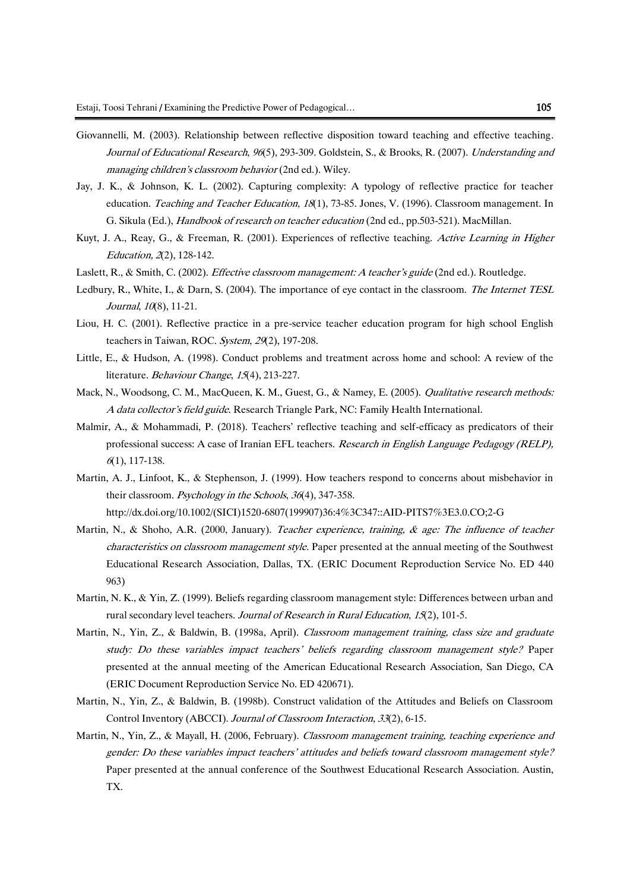Giovannelli, M. (2003). Relationship between reflective disposition toward teaching and effective teaching. *Journal of Educational Research*, *96*(5), 293-309. Goldstein, S., & Brooks, R. (2007). *Understanding and managing children's classroom behavior* (2nd ed.). Wiley.

Jay, J. K., & Johnson, K. L. (2002). Capturing complexity: A typology of reflective practice for teacher education. *Teaching and Teacher Education*, *18*(1), 73-85. Jones, V. (1996). Classroom management. In G. Sikula (Ed.), *Handbook of research on teacher education* (2nd ed., pp.503-521). MacMillan.

Kuyt, J. A., Reay, G., & Freeman, R. (2001). Experiences of reflective teaching. *Active Learning in Higher Education, 2*(2), 128-142.

Laslett, R., & Smith, C. (2002). *Effective classroom management: A teacher's guide* (2nd ed.). Routledge.

Ledbury, R., White, I., & Darn, S. (2004). The importance of eye contact in the classroom. *The Internet TESL Journal*, *10*(8), 11-21.

Liou, H. C. (2001). Reflective practice in a pre-service teacher education program for high school English teachers in Taiwan, ROC. *System*, *29*(2), 197-208.

Little, E., & Hudson, A. (1998). Conduct problems and treatment across home and school: A review of the literature. *Behaviour Change*, *15*(4), 213-227.

Mack, N., Woodsong, C. M., MacQueen, K. M., Guest, G., & Namey, E. (2005). *Qualitative research methods: A data collector's field guide*. Research Triangle Park, NC: Family Health International.

Malmir, A., & Mohammadi, P. (2018). Teachers' reflective teaching and self-efficacy as predicators of their professional success: A case of Iranian EFL teachers. *Research in English Language Pedagogy (RELP), 6*(1), 117-138.

Martin, A. J., Linfoot, K., & Stephenson, J. (1999). How teachers respond to concerns about misbehavior in their classroom. *Psychology in the Schools*, *36*(4), 347-358. http://dx.doi.org/10.1002/(SICI)1520-6807(199907)36:4%3C347::AID-PITS7%3E3.0.CO;2-G

Martin, N., & Shoho, A.R. (2000, January). *Teacher experience, training, & age: The influence of teacher characteristics on classroom management style*. Paper presented at the annual meeting of the Southwest Educational Research Association, Dallas, TX. (ERIC Document Reproduction Service No. ED 440 963)

Martin, N. K., & Yin, Z. (1999). Beliefs regarding classroom management style: Differences between urban and rural secondary level teachers. *Journal of Research in Rural Education*, *15*(2), 101-5.

Martin, N., Yin, Z., & Baldwin, B. (1998a, April). *Classroom management training, class size and graduate study: Do these variables impact teachers' beliefs regarding classroom management style?* Paper presented at the annual meeting of the American Educational Research Association, San Diego, CA (ERIC Document Reproduction Service No. ED 420671).

Martin, N., Yin, Z., & Baldwin, B. (1998b). Construct validation of the Attitudes and Beliefs on Classroom Control Inventory (ABCCI). *Journal of Classroom Interaction*, *33*(2), 6-15.

Martin, N., Yin, Z., & Mayall, H. (2006, February). *Classroom management training, teaching experience and gender: Do these variables impact teachers' attitudes and beliefs toward classroom management style?* Paper presented at the annual conference of the Southwest Educational Research Association. Austin, TX.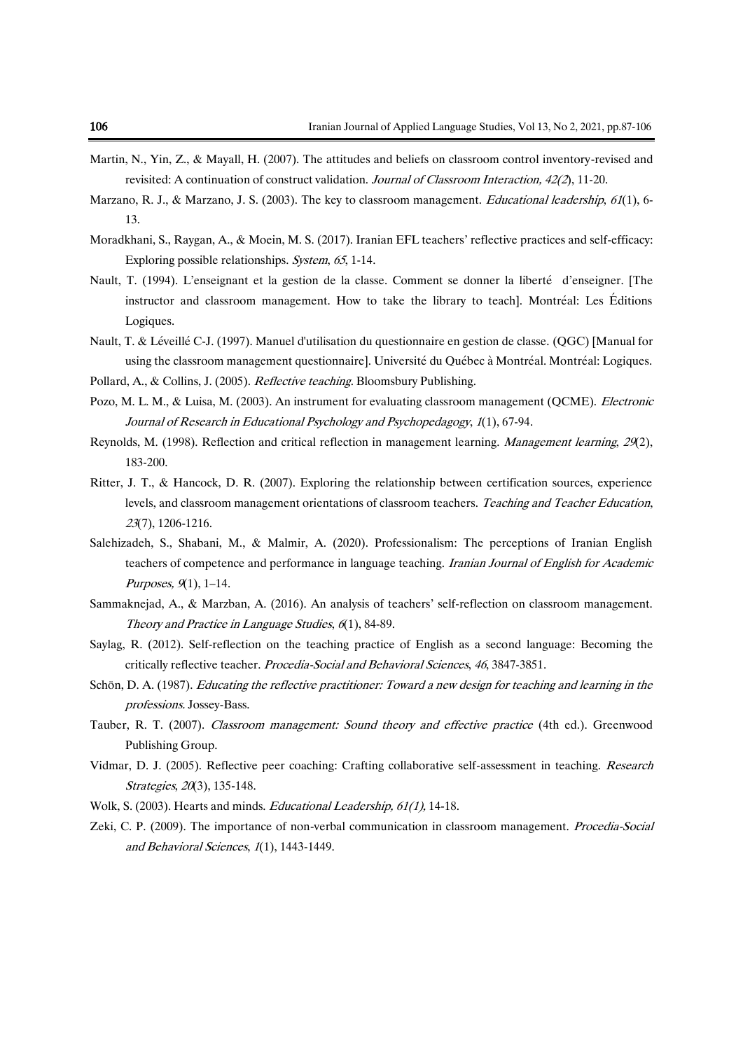Martin, N., Yin, Z., & Mayall, H. (2007). The attitudes and beliefs on classroom control inventory-revised and revisited: A continuation of construct validation. *Journal of Classroom Interaction, 42(2)*, 11-20.

Marzano, R. J., & Marzano, J. S. (2003). The key to classroom management. *Educational leadership*, *61*(1), 6-13.

Moradkhani, S., Raygan, A., & Moein, M. S. (2017). Iranian EFL teachers' reflective practices and self-efficacy: Exploring possible relationships. *System*, *65*, 1-14.

Nault, T. (1994). L'enseignant et la gestion de la classe. Comment se donner la liberté d'enseigner. [The instructor and classroom management. How to take the library to teach]. Montréal: Les Éditions Logiques.

Nault, T. & Léveillé C-J. (1997). Manuel d'utilisation du questionnaire en gestion de classe. (QGC) [Manual for using the classroom management questionnaire]. Université du Québec à Montréal. Montréal: Logiques.

Pollard, A., & Collins, J. (2005). *Reflective teaching*. Bloomsbury Publishing.

Pozo, M. L. M., & Luisa, M. (2003). An instrument for evaluating classroom management (QCME). *Electronic Journal of Research in Educational Psychology and Psychopedagogy*, *1*(1), 67-94.

Reynolds, M. (1998). Reflection and critical reflection in management learning. *Management learning*, *29*(2), 183-200.

Ritter, J. T., & Hancock, D. R. (2007). Exploring the relationship between certification sources, experience levels, and classroom management orientations of classroom teachers. *Teaching and Teacher Education*, *23*(7), 1206-1216.

Salehizadeh, S., Shabani, M., & Malmir, A. (2020). Professionalism: The perceptions of Iranian English teachers of competence and performance in language teaching. *Iranian Journal of English for Academic Purposes, 9*(1), 1–14.

Sammaknejad, A., & Marzban, A. (2016). An analysis of teachers' self-reflection on classroom management. *Theory and Practice in Language Studies*, *6*(1), 84-89.

Saylag, R. (2012). Self-reflection on the teaching practice of English as a second language: Becoming the critically reflective teacher. *Procedia-Social and Behavioral Sciences*, *46*, 3847-3851.

Schön, D. A. (1987). *Educating the reflective practitioner: Toward a new design for teaching and learning in the professions.* Jossey-Bass.

Tauber, R. T. (2007). *Classroom management: Sound theory and effective practice* (4th ed.). Greenwood Publishing Group.

Vidmar, D. J. (2005). Reflective peer coaching: Crafting collaborative self-assessment in teaching. *Research Strategies*, *20*(3), 135-148.

Wolk, S. (2003). Hearts and minds. *Educational Leadership, 61(1),* 14-18.

Zeki, C. P. (2009). The importance of non-verbal communication in classroom management. *Procedia-Social and Behavioral Sciences*, *1*(1), 1443-1449.